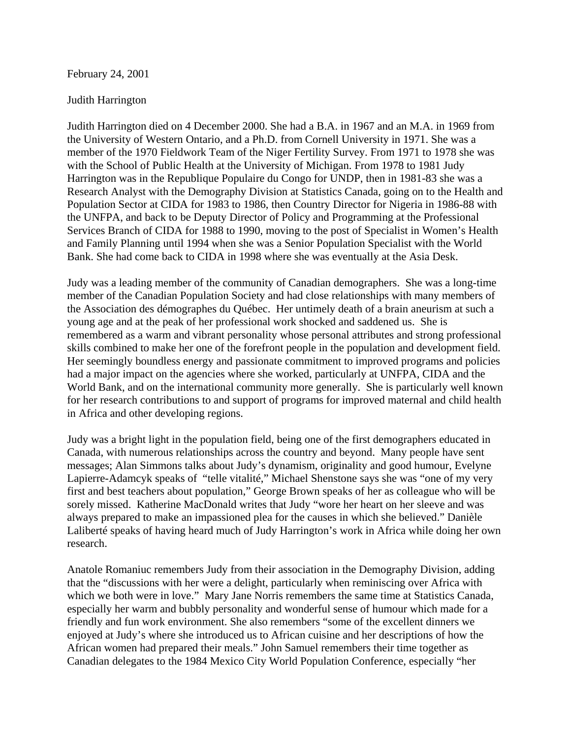February 24, 2001

Judith Harrington

Judith Harrington died on 4 December 2000. She had a B.A. in 1967 and an M.A. in 1969 from the University of Western Ontario, and a Ph.D. from Cornell University in 1971. She was a member of the 1970 Fieldwork Team of the Niger Fertility Survey. From 1971 to 1978 she was with the School of Public Health at the University of Michigan. From 1978 to 1981 Judy Harrington was in the Republique Populaire du Congo for UNDP, then in 1981-83 she was a Research Analyst with the Demography Division at Statistics Canada, going on to the Health and Population Sector at CIDA for 1983 to 1986, then Country Director for Nigeria in 1986-88 with the UNFPA, and back to be Deputy Director of Policy and Programming at the Professional Services Branch of CIDA for 1988 to 1990, moving to the post of Specialist in Women's Health and Family Planning until 1994 when she was a Senior Population Specialist with the World Bank. She had come back to CIDA in 1998 where she was eventually at the Asia Desk.

Judy was a leading member of the community of Canadian demographers. She was a long-time member of the Canadian Population Society and had close relationships with many members of the Association des démographes du Québec. Her untimely death of a brain aneurism at such a young age and at the peak of her professional work shocked and saddened us. She is remembered as a warm and vibrant personality whose personal attributes and strong professional skills combined to make her one of the forefront people in the population and development field. Her seemingly boundless energy and passionate commitment to improved programs and policies had a major impact on the agencies where she worked, particularly at UNFPA, CIDA and the World Bank, and on the international community more generally. She is particularly well known for her research contributions to and support of programs for improved maternal and child health in Africa and other developing regions.

Judy was a bright light in the population field, being one of the first demographers educated in Canada, with numerous relationships across the country and beyond. Many people have sent messages; Alan Simmons talks about Judy's dynamism, originality and good humour, Evelyne Lapierre-Adamcyk speaks of "telle vitalité," Michael Shenstone says she was "one of my very first and best teachers about population," George Brown speaks of her as colleague who will be sorely missed. Katherine MacDonald writes that Judy "wore her heart on her sleeve and was always prepared to make an impassioned plea for the causes in which she believed." Danièle Laliberté speaks of having heard much of Judy Harrington's work in Africa while doing her own research.

Anatole Romaniuc remembers Judy from their association in the Demography Division, adding that the "discussions with her were a delight, particularly when reminiscing over Africa with which we both were in love." Mary Jane Norris remembers the same time at Statistics Canada, especially her warm and bubbly personality and wonderful sense of humour which made for a friendly and fun work environment. She also remembers "some of the excellent dinners we enjoyed at Judy's where she introduced us to African cuisine and her descriptions of how the African women had prepared their meals." John Samuel remembers their time together as Canadian delegates to the 1984 Mexico City World Population Conference, especially "her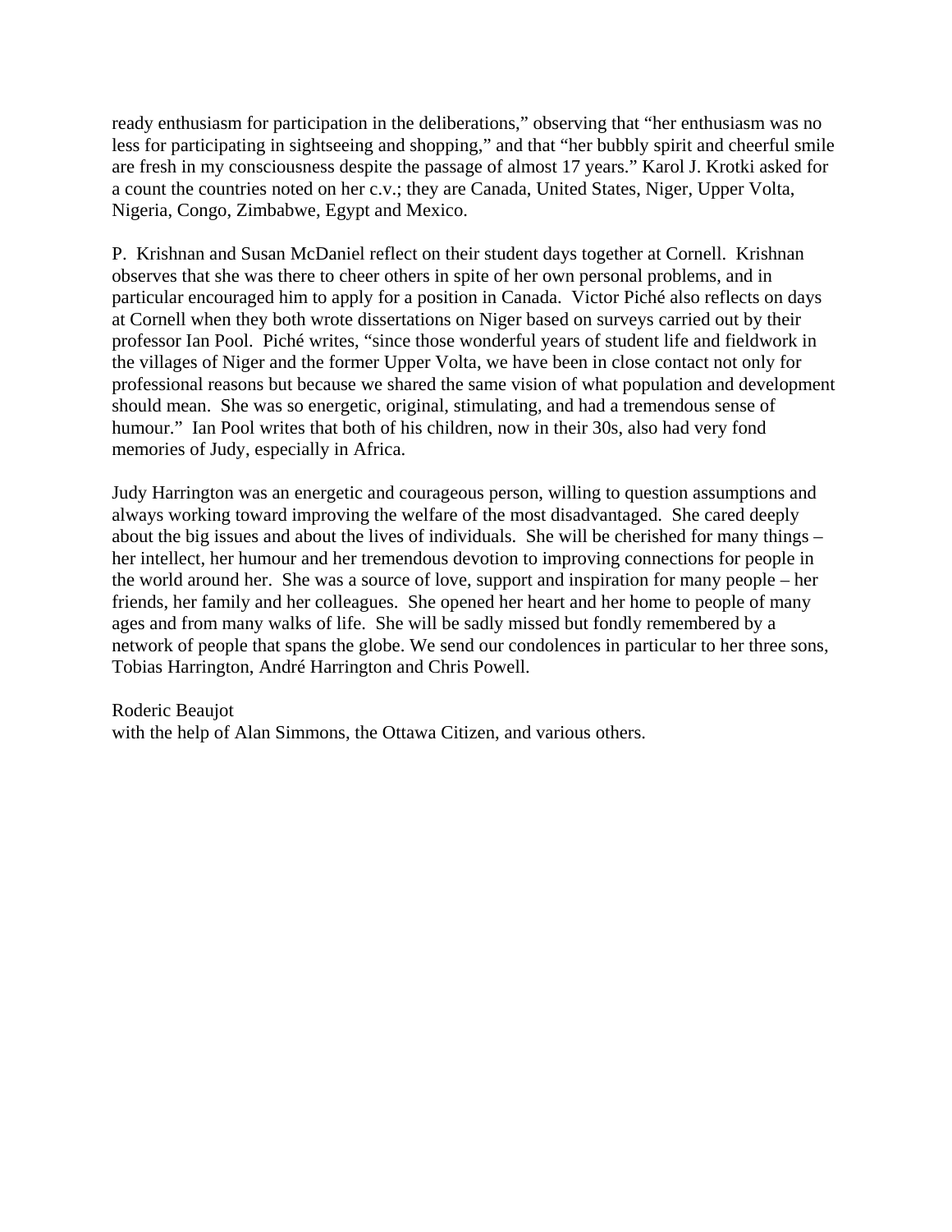ready enthusiasm for participation in the deliberations," observing that "her enthusiasm was no less for participating in sightseeing and shopping," and that "her bubbly spirit and cheerful smile are fresh in my consciousness despite the passage of almost 17 years." Karol J. Krotki asked for a count the countries noted on her c.v.; they are Canada, United States, Niger, Upper Volta, Nigeria, Congo, Zimbabwe, Egypt and Mexico.

P. Krishnan and Susan McDaniel reflect on their student days together at Cornell. Krishnan observes that she was there to cheer others in spite of her own personal problems, and in particular encouraged him to apply for a position in Canada. Victor Piché also reflects on days at Cornell when they both wrote dissertations on Niger based on surveys carried out by their professor Ian Pool. Piché writes, "since those wonderful years of student life and fieldwork in the villages of Niger and the former Upper Volta, we have been in close contact not only for professional reasons but because we shared the same vision of what population and development should mean. She was so energetic, original, stimulating, and had a tremendous sense of humour." Ian Pool writes that both of his children, now in their 30s, also had very fond memories of Judy, especially in Africa.

Judy Harrington was an energetic and courageous person, willing to question assumptions and always working toward improving the welfare of the most disadvantaged. She cared deeply about the big issues and about the lives of individuals. She will be cherished for many things – her intellect, her humour and her tremendous devotion to improving connections for people in the world around her. She was a source of love, support and inspiration for many people – her friends, her family and her colleagues. She opened her heart and her home to people of many ages and from many walks of life. She will be sadly missed but fondly remembered by a network of people that spans the globe. We send our condolences in particular to her three sons, Tobias Harrington, André Harrington and Chris Powell.

Roderic Beaujot
with the help of Alan Simmons, the Ottawa Citizen, and various others.